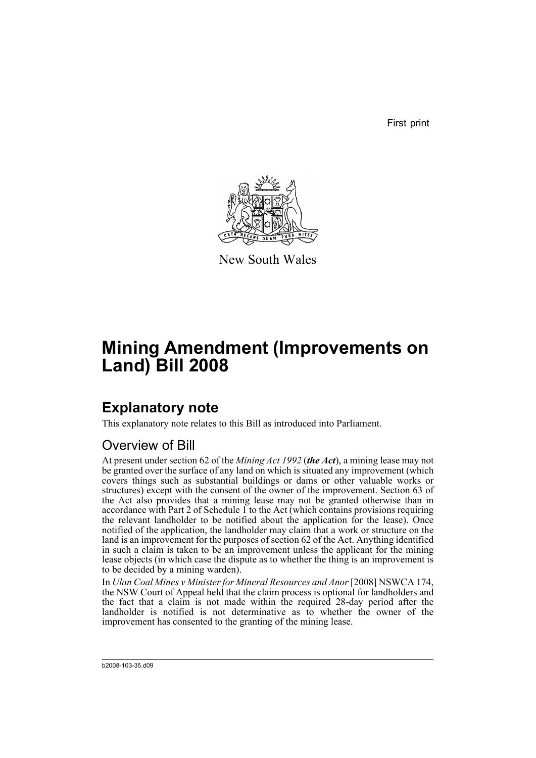First print

New South Wales

# Mining Amendment (Improvements on Land) Bill 2008

## Explanatory note

This explanatory note relates to this Bill as introduced into Parliament.

### Overview of Bill

At present under section 62 of the *Mining Act 1992* (***the Act***), a mining lease may not be granted over the surface of any land on which is situated any improvement (which covers things such as substantial buildings or dams or other valuable works or structures) except with the consent of the owner of the improvement. Section 63 of the Act also provides that a mining lease may not be granted otherwise than in accordance with Part 2 of Schedule 1 to the Act (which contains provisions requiring the relevant landholder to be notified about the application for the lease). Once notified of the application, the landholder may claim that a work or structure on the land is an improvement for the purposes of section 62 of the Act. Anything identified in such a claim is taken to be an improvement unless the applicant for the mining lease objects (in which case the dispute as to whether the thing is an improvement is to be decided by a mining warden).

In *Ulan Coal Mines v Minister for Mineral Resources and Anor* [2008] NSWCA 174, the NSW Court of Appeal held that the claim process is optional for landholders and the fact that a claim is not made within the required 28-day period after the landholder is notified is not determinative as to whether the owner of the improvement has consented to the granting of the mining lease.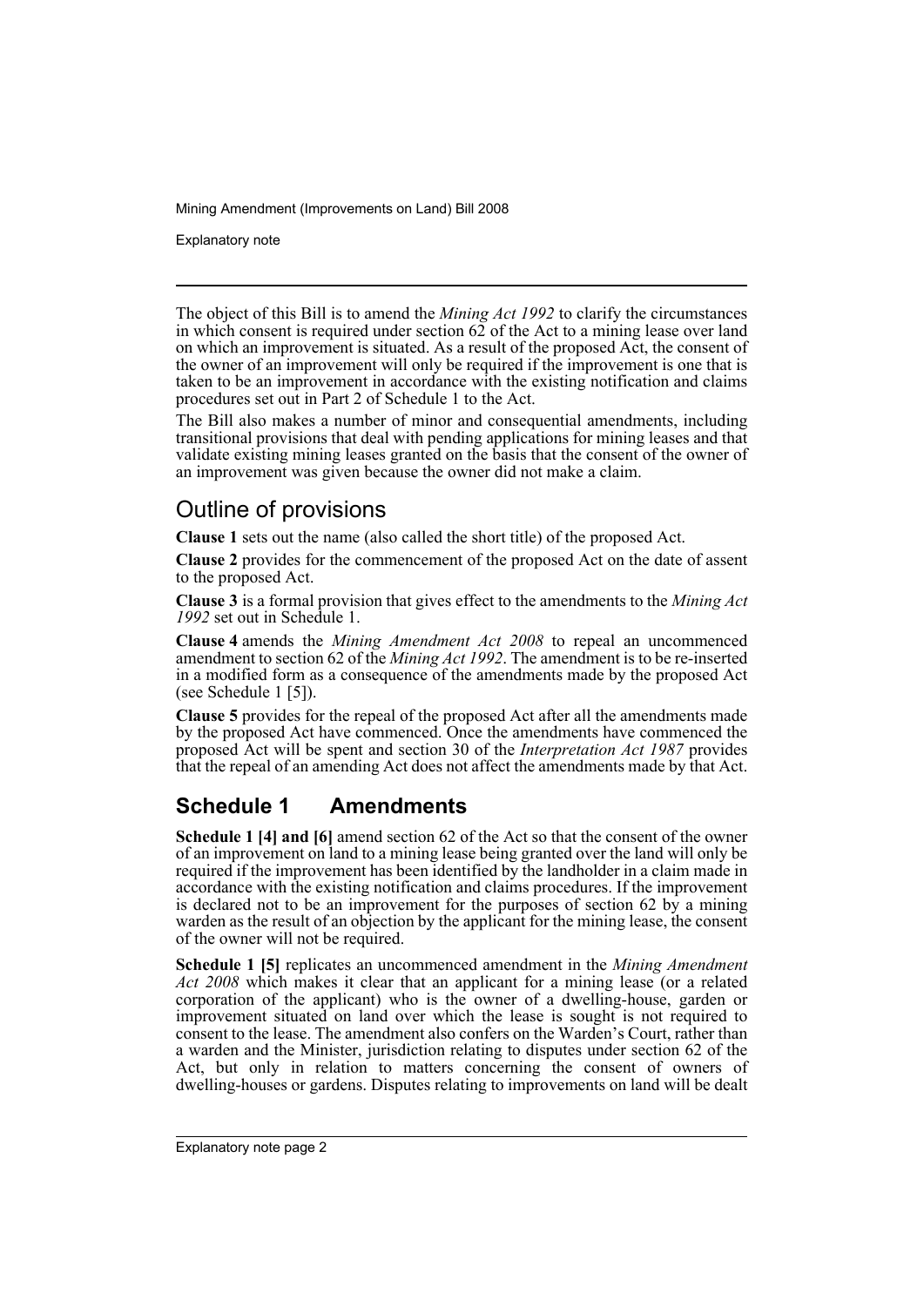The object of this Bill is to amend the *Mining Act 1992* to clarify the circumstances in which consent is required under section 62 of the Act to a mining lease over land on which an improvement is situated. As a result of the proposed Act, the consent of the owner of an improvement will only be required if the improvement is one that is taken to be an improvement in accordance with the existing notification and claims procedures set out in Part 2 of Schedule 1 to the Act.

The Bill also makes a number of minor and consequential amendments, including transitional provisions that deal with pending applications for mining leases and that validate existing mining leases granted on the basis that the consent of the owner of an improvement was given because the owner did not make a claim.

## Outline of provisions

**Clause 1** sets out the name (also called the short title) of the proposed Act.

**Clause 2** provides for the commencement of the proposed Act on the date of assent to the proposed Act.

**Clause 3** is a formal provision that gives effect to the amendments to the *Mining Act 1992* set out in Schedule 1.

**Clause 4** amends the *Mining Amendment Act 2008* to repeal an uncommenced amendment to section 62 of the *Mining Act 1992*. The amendment is to be re-inserted in a modified form as a consequence of the amendments made by the proposed Act (see Schedule 1 [5]).

**Clause 5** provides for the repeal of the proposed Act after all the amendments made by the proposed Act have commenced. Once the amendments have commenced the proposed Act will be spent and section 30 of the *Interpretation Act 1987* provides that the repeal of an amending Act does not affect the amendments made by that Act.

## Schedule 1 Amendments

**Schedule 1 [4] and [6]** amend section 62 of the Act so that the consent of the owner of an improvement on land to a mining lease being granted over the land will only be required if the improvement has been identified by the landholder in a claim made in accordance with the existing notification and claims procedures. If the improvement is declared not to be an improvement for the purposes of section 62 by a mining warden as the result of an objection by the applicant for the mining lease, the consent of the owner will not be required.

**Schedule 1 [5]** replicates an uncommenced amendment in the *Mining Amendment Act 2008* which makes it clear that an applicant for a mining lease (or a related corporation of the applicant) who is the owner of a dwelling-house, garden or improvement situated on land over which the lease is sought is not required to consent to the lease. The amendment also confers on the Warden's Court, rather than a warden and the Minister, jurisdiction relating to disputes under section 62 of the Act, but only in relation to matters concerning the consent of owners of dwelling-houses or gardens. Disputes relating to improvements on land will be dealt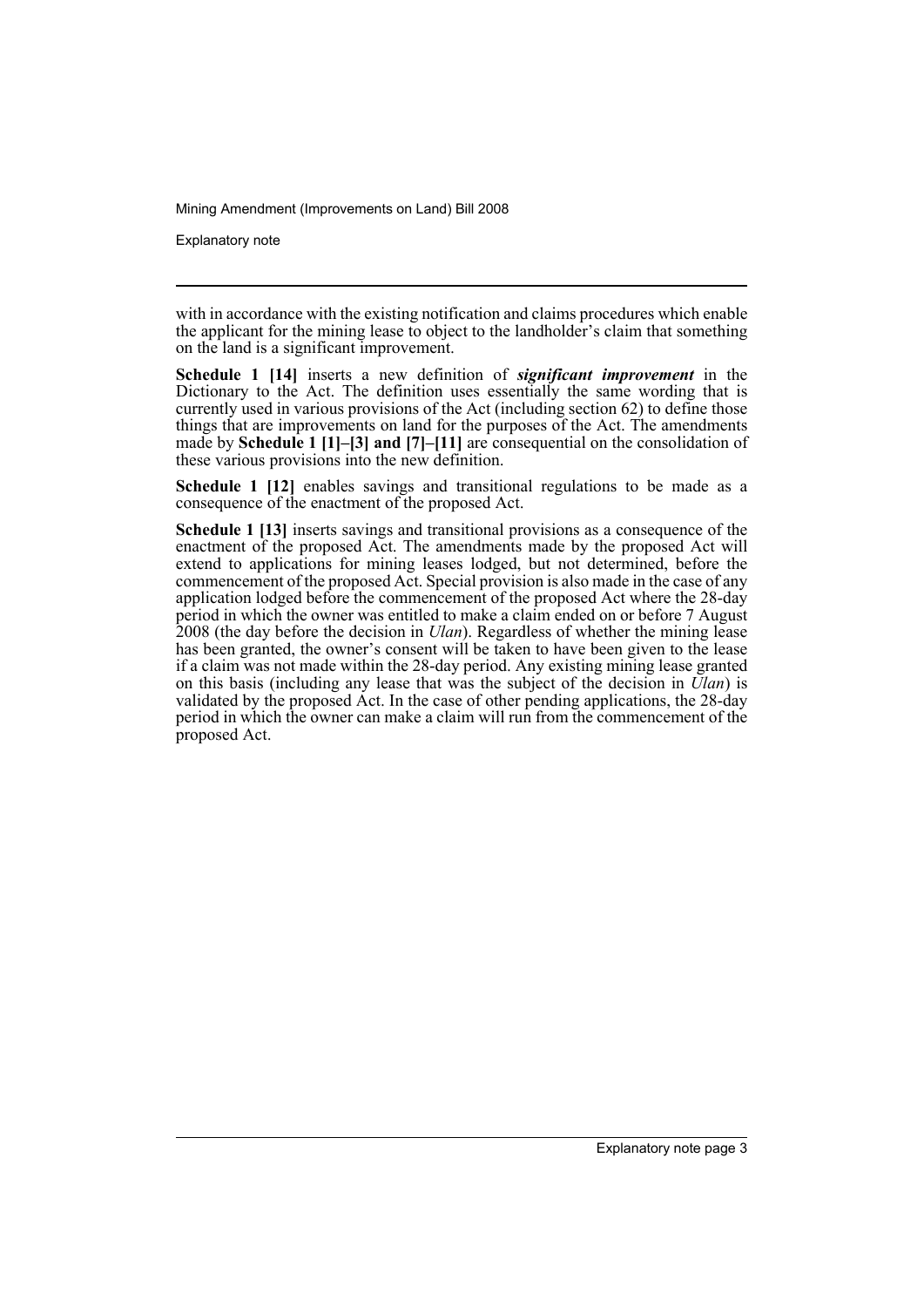with in accordance with the existing notification and claims procedures which enable the applicant for the mining lease to object to the landholder's claim that something on the land is a significant improvement.

**Schedule 1 [14]** inserts a new definition of ***significant improvement*** in the Dictionary to the Act. The definition uses essentially the same wording that is currently used in various provisions of the Act (including section 62) to define those things that are improvements on land for the purposes of the Act. The amendments made by **Schedule 1 [1]–[3] and [7]–[11]** are consequential on the consolidation of these various provisions into the new definition.

**Schedule 1 [12]** enables savings and transitional regulations to be made as a consequence of the enactment of the proposed Act.

**Schedule 1 [13]** inserts savings and transitional provisions as a consequence of the enactment of the proposed Act. The amendments made by the proposed Act will extend to applications for mining leases lodged, but not determined, before the commencement of the proposed Act. Special provision is also made in the case of any application lodged before the commencement of the proposed Act where the 28-day period in which the owner was entitled to make a claim ended on or before 7 August 2008 (the day before the decision in *Ulan*). Regardless of whether the mining lease has been granted, the owner's consent will be taken to have been given to the lease if a claim was not made within the 28-day period. Any existing mining lease granted on this basis (including any lease that was the subject of the decision in *Ulan*) is validated by the proposed Act. In the case of other pending applications, the 28-day period in which the owner can make a claim will run from the commencement of the proposed Act.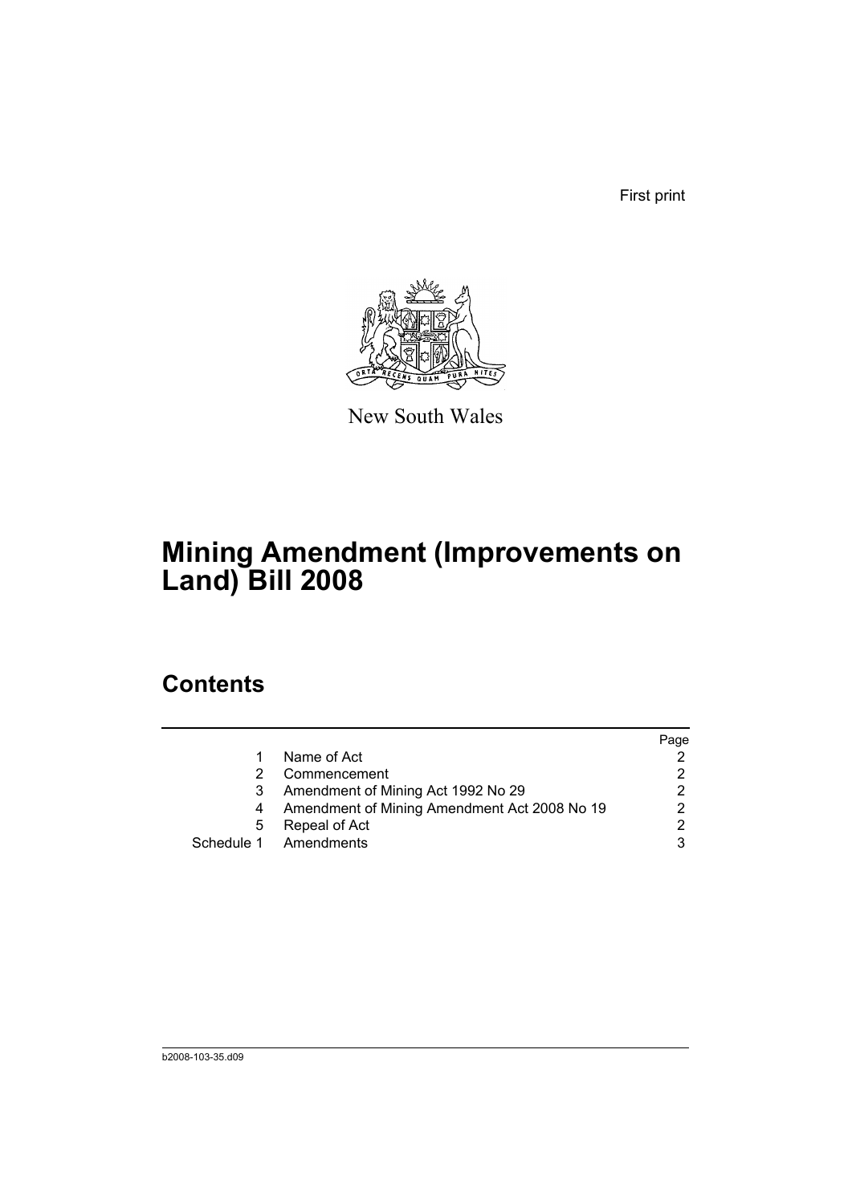First print

New South Wales

# Mining Amendment (Improvements on Land) Bill 2008

## Contents

| | | Page |
|---|---|---|
| 1 | Name of Act | 2 |
| 2 | Commencement | 2 |
| 3 | Amendment of Mining Act 1992 No 29 | 2 |
| 4 | Amendment of Mining Amendment Act 2008 No 19 | 2 |
| 5 | Repeal of Act | 2 |
| Schedule 1 | Amendments | 3 |

b2008-103-35.d09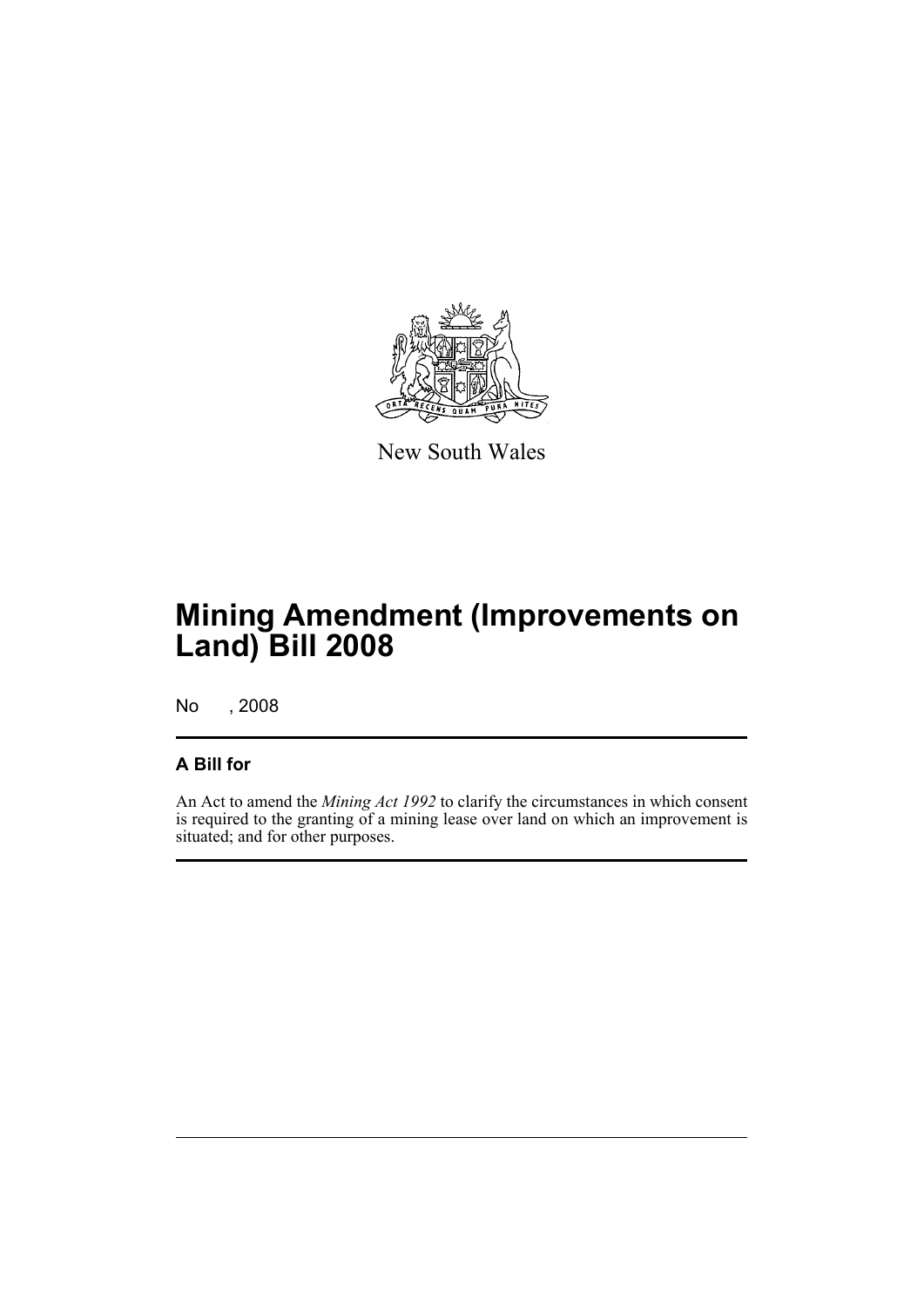New South Wales

# Mining Amendment (Improvements on Land) Bill 2008

No , 2008

## A Bill for

An Act to amend the *Mining Act 1992* to clarify the circumstances in which consent is required to the granting of a mining lease over land on which an improvement is situated; and for other purposes.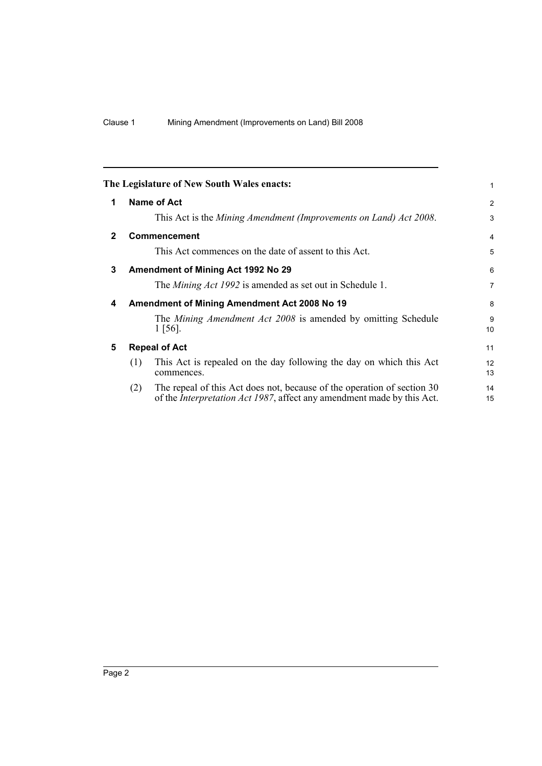**The Legislature of New South Wales enacts:**

## 1 Name of Act

This Act is the *Mining Amendment (Improvements on Land) Act 2008*.

## 2 Commencement

This Act commences on the date of assent to this Act.

## 3 Amendment of Mining Act 1992 No 29

The *Mining Act 1992* is amended as set out in Schedule 1.

## 4 Amendment of Mining Amendment Act 2008 No 19

The *Mining Amendment Act 2008* is amended by omitting Schedule 1 [56].

## 5 Repeal of Act

(1) This Act is repealed on the day following the day on which this Act commences.

(2) The repeal of this Act does not, because of the operation of section 30 of the *Interpretation Act 1987*, affect any amendment made by this Act.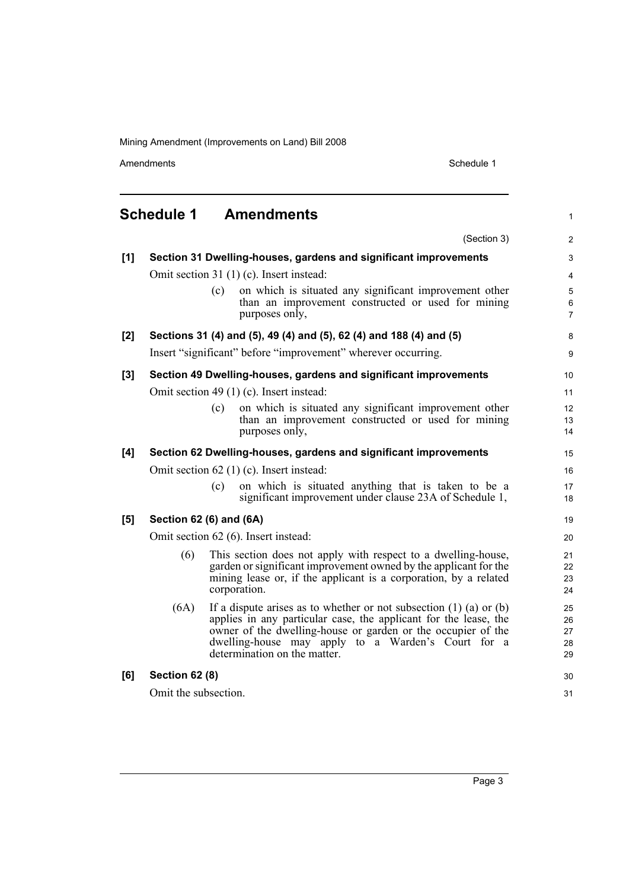## Schedule 1 Amendments

(Section 3)

**[1] Section 31 Dwelling-houses, gardens and significant improvements**

Omit section 31 (1) (c). Insert instead:

> (c) on which is situated any significant improvement other than an improvement constructed or used for mining purposes only,

**[2] Sections 31 (4) and (5), 49 (4) and (5), 62 (4) and 188 (4) and (5)**

Insert "significant" before "improvement" wherever occurring.

**[3] Section 49 Dwelling-houses, gardens and significant improvements**

Omit section 49 (1) (c). Insert instead:

> (c) on which is situated any significant improvement other than an improvement constructed or used for mining purposes only,

**[4] Section 62 Dwelling-houses, gardens and significant improvements**

Omit section 62 (1) (c). Insert instead:

> (c) on which is situated anything that is taken to be a significant improvement under clause 23A of Schedule 1,

**[5] Section 62 (6) and (6A)**

Omit section 62 (6). Insert instead:

> (6) This section does not apply with respect to a dwelling-house, garden or significant improvement owned by the applicant for the mining lease or, if the applicant is a corporation, by a related corporation.
>
> (6A) If a dispute arises as to whether or not subsection (1) (a) or (b) applies in any particular case, the applicant for the lease, the owner of the dwelling-house or garden or the occupier of the dwelling-house may apply to a Warden's Court for a determination on the matter.

**[6] Section 62 (8)**

Omit the subsection.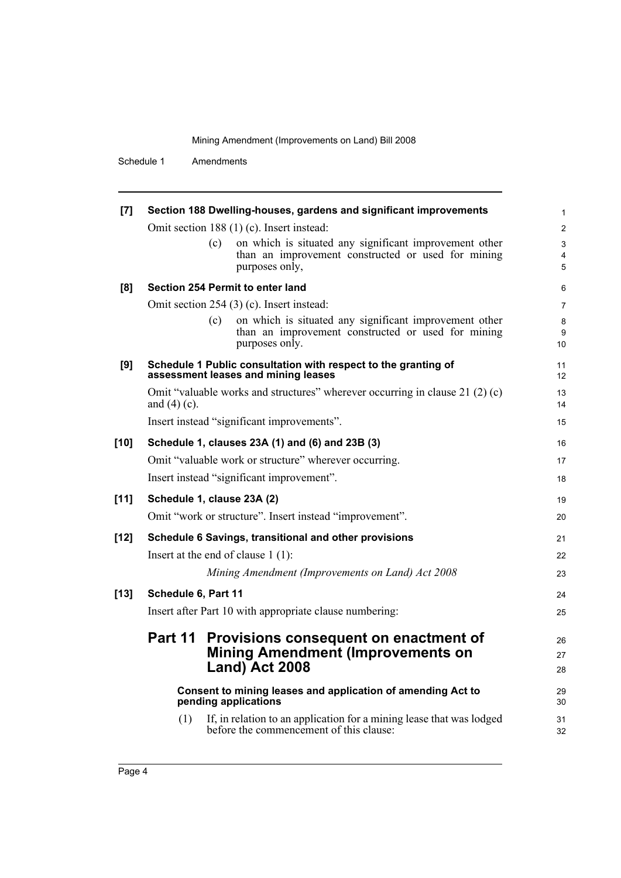**[7] Section 188 Dwelling-houses, gardens and significant improvements**

Omit section 188 (1) (c). Insert instead:

> (c) on which is situated any significant improvement other than an improvement constructed or used for mining purposes only,

**[8] Section 254 Permit to enter land**

Omit section 254 (3) (c). Insert instead:

> (c) on which is situated any significant improvement other than an improvement constructed or used for mining purposes only.

**[9] Schedule 1 Public consultation with respect to the granting of assessment leases and mining leases**

Omit "valuable works and structures" wherever occurring in clause 21 (2) (c) and (4) (c).

Insert instead "significant improvements".

**[10] Schedule 1, clauses 23A (1) and (6) and 23B (3)**

Omit "valuable work or structure" wherever occurring.

Insert instead "significant improvement".

**[11] Schedule 1, clause 23A (2)**

Omit "work or structure". Insert instead "improvement".

**[12] Schedule 6 Savings, transitional and other provisions**

Insert at the end of clause 1 (1):

> *Mining Amendment (Improvements on Land) Act 2008*

**[13] Schedule 6, Part 11**

Insert after Part 10 with appropriate clause numbering:

## Part 11 Provisions consequent on enactment of Mining Amendment (Improvements on Land) Act 2008

**Consent to mining leases and application of amending Act to pending applications**

(1) If, in relation to an application for a mining lease that was lodged before the commencement of this clause: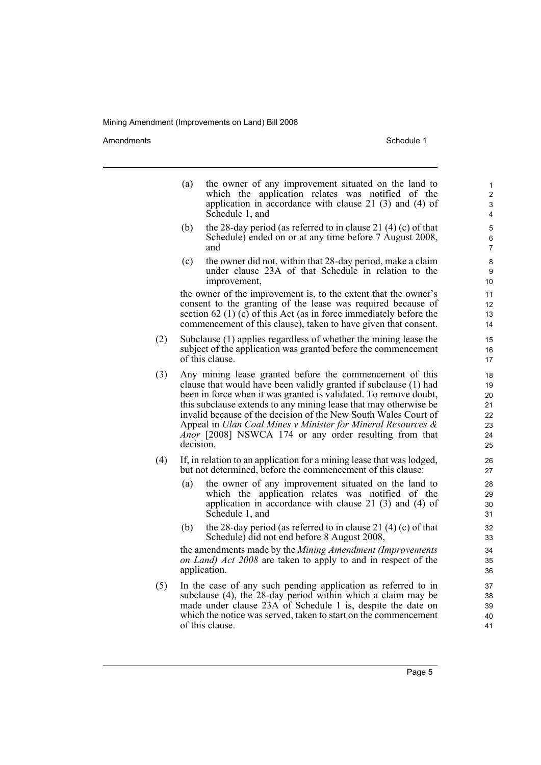(a) the owner of any improvement situated on the land to which the application relates was notified of the application in accordance with clause 21 (3) and (4) of Schedule 1, and

(b) the 28-day period (as referred to in clause 21 (4) (c) of that Schedule) ended on or at any time before 7 August 2008, and

(c) the owner did not, within that 28-day period, make a claim under clause 23A of that Schedule in relation to the improvement,

the owner of the improvement is, to the extent that the owner's consent to the granting of the lease was required because of section 62 (1) (c) of this Act (as in force immediately before the commencement of this clause), taken to have given that consent.

(2) Subclause (1) applies regardless of whether the mining lease the subject of the application was granted before the commencement of this clause.

(3) Any mining lease granted before the commencement of this clause that would have been validly granted if subclause (1) had been in force when it was granted is validated. To remove doubt, this subclause extends to any mining lease that may otherwise be invalid because of the decision of the New South Wales Court of Appeal in *Ulan Coal Mines v Minister for Mineral Resources & Anor* [2008] NSWCA 174 or any order resulting from that decision.

(4) If, in relation to an application for a mining lease that was lodged, but not determined, before the commencement of this clause:

(a) the owner of any improvement situated on the land to which the application relates was notified of the application in accordance with clause 21 (3) and (4) of Schedule 1, and

(b) the 28-day period (as referred to in clause 21 (4) (c) of that Schedule) did not end before 8 August 2008,

the amendments made by the *Mining Amendment (Improvements on Land) Act 2008* are taken to apply to and in respect of the application.

(5) In the case of any such pending application as referred to in subclause (4), the 28-day period within which a claim may be made under clause 23A of Schedule 1 is, despite the date on which the notice was served, taken to start on the commencement of this clause.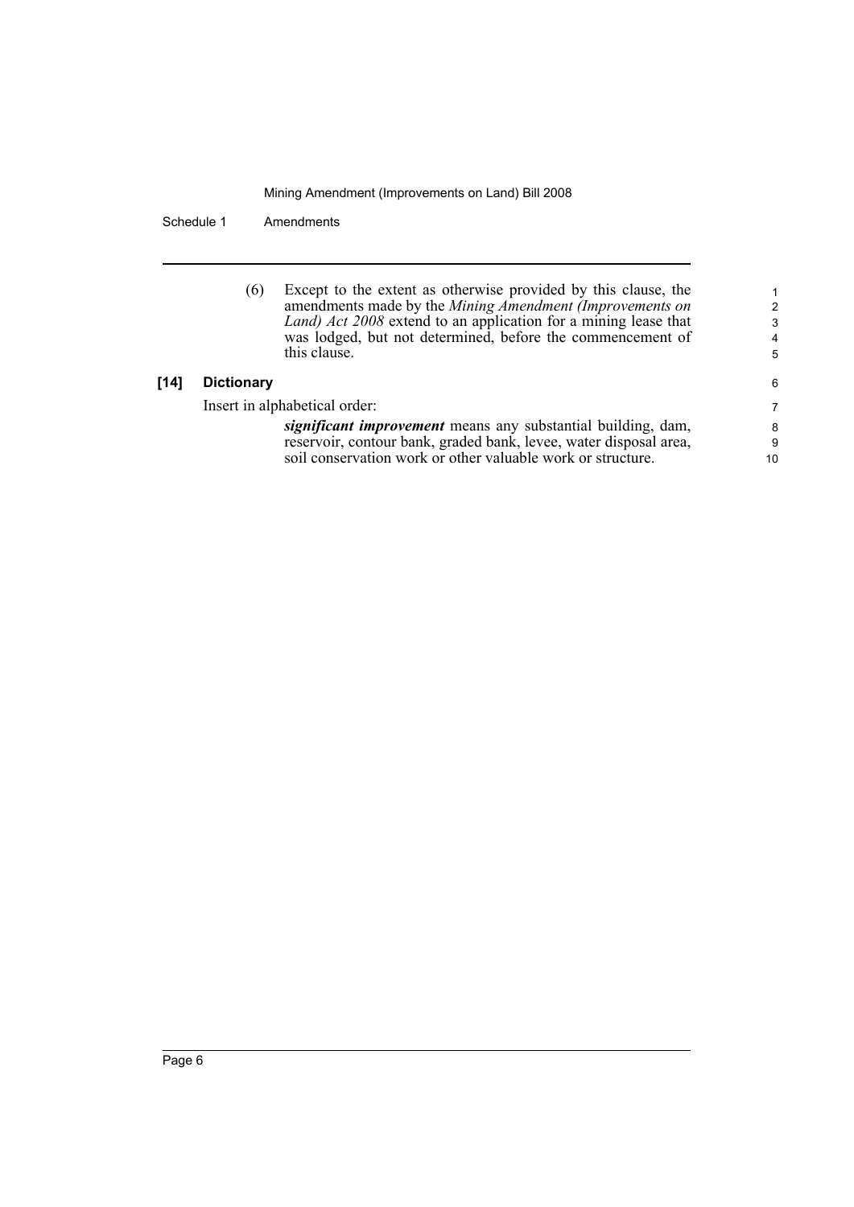(6) Except to the extent as otherwise provided by this clause, the amendments made by the *Mining Amendment (Improvements on Land) Act 2008* extend to an application for a mining lease that was lodged, but not determined, before the commencement of this clause.

**[14] Dictionary**

Insert in alphabetical order:

***significant improvement*** means any substantial building, dam, reservoir, contour bank, graded bank, levee, water disposal area, soil conservation work or other valuable work or structure.